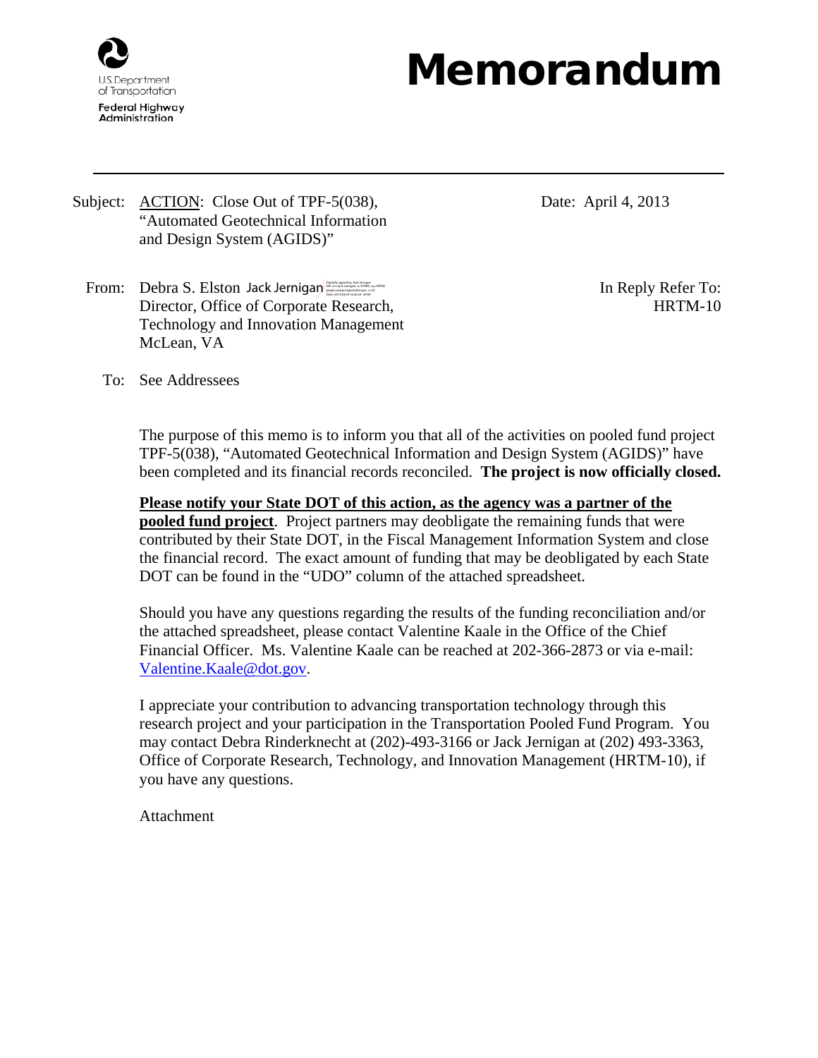U.S. Department of Transportation
Federal Highway Administration

# Memorandum

Subject: ACTION: Close Out of TPF-5(038), "Automated Geotechnical Information and Design System (AGIDS)"

Date: April 4, 2013

From: Debra S. Elston Jack Jernigan
Director, Office of Corporate Research, Technology and Innovation Management
McLean, VA

In Reply Refer To: HRTM-10

To: See Addressees

The purpose of this memo is to inform you that all of the activities on pooled fund project TPF-5(038), "Automated Geotechnical Information and Design System (AGIDS)" have been completed and its financial records reconciled. **The project is now officially closed.**

**Please notify your State DOT of this action, as the agency was a partner of the pooled fund project**. Project partners may deobligate the remaining funds that were contributed by their State DOT, in the Fiscal Management Information System and close the financial record. The exact amount of funding that may be deobligated by each State DOT can be found in the "UDO" column of the attached spreadsheet.

Should you have any questions regarding the results of the funding reconciliation and/or the attached spreadsheet, please contact Valentine Kaale in the Office of the Chief Financial Officer. Ms. Valentine Kaale can be reached at 202-366-2873 or via e-mail: Valentine.Kaale@dot.gov.

I appreciate your contribution to advancing transportation technology through this research project and your participation in the Transportation Pooled Fund Program. You may contact Debra Rinderknecht at (202)-493-3166 or Jack Jernigan at (202) 493-3363, Office of Corporate Research, Technology, and Innovation Management (HRTM-10), if you have any questions.

Attachment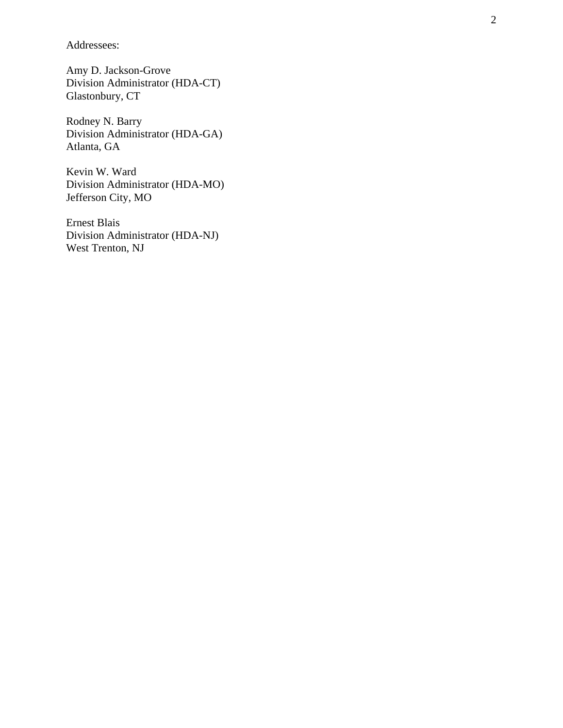Addressees:

Amy D. Jackson-Grove
Division Administrator (HDA-CT)
Glastonbury, CT

Rodney N. Barry
Division Administrator (HDA-GA)
Atlanta, GA

Kevin W. Ward
Division Administrator (HDA-MO)
Jefferson City, MO

Ernest Blais
Division Administrator (HDA-NJ)
West Trenton, NJ